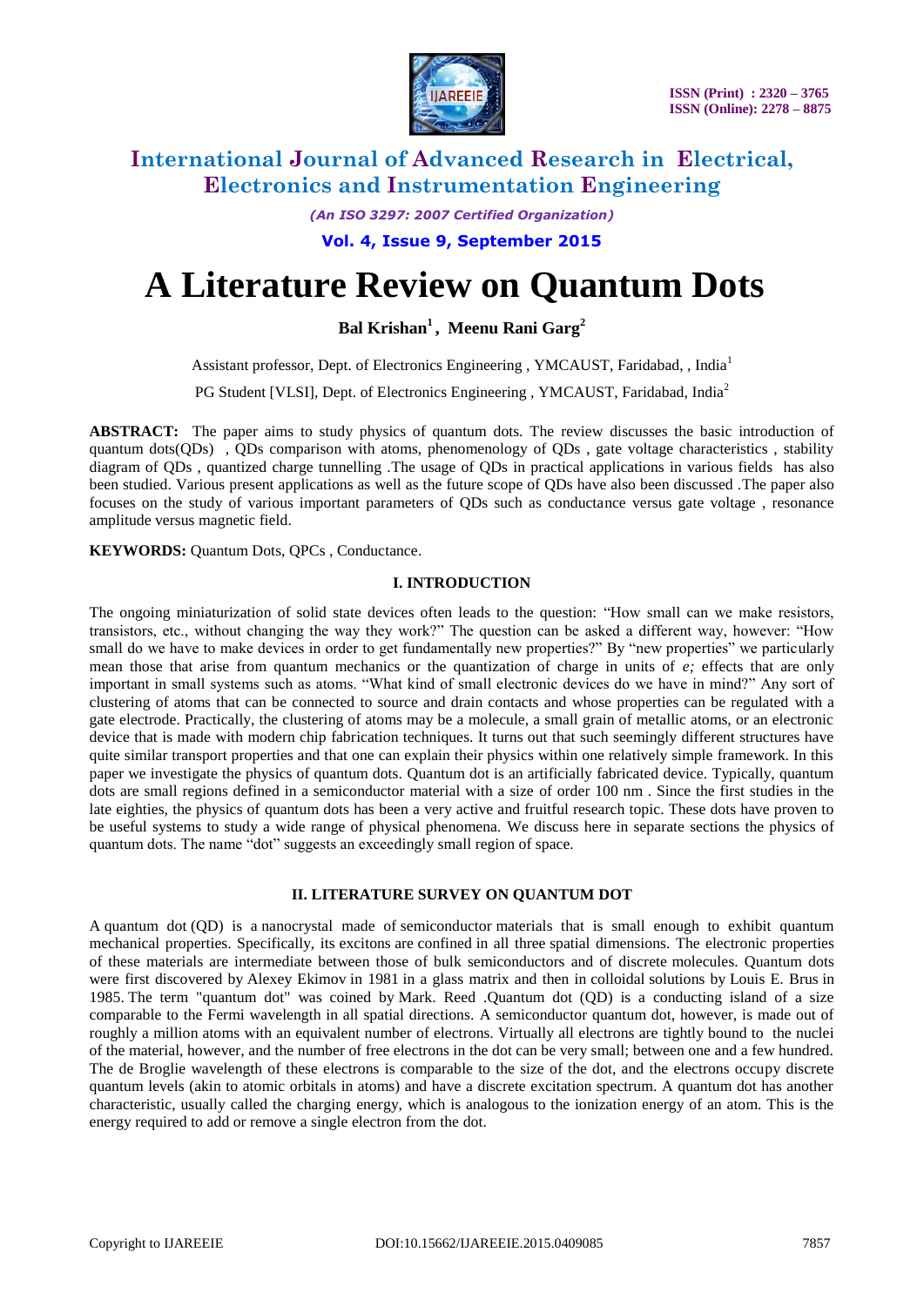# A Literature Review on Quantum Dots

**Bal Krishan[1] , Meenu Rani Garg[2]**

Assistant professor, Dept. of Electronics Engineering , YMCAUST, Faridabad, , India[1]

PG Student [VLSI], Dept. of Electronics Engineering , YMCAUST, Faridabad, India[2]

**ABSTRACT:** The paper aims to study physics of quantum dots. The review discusses the basic introduction of quantum dots(QDs) , QDs comparison with atoms, phenomenology of QDs , gate voltage characteristics , stability diagram of QDs , quantized charge tunnelling .The usage of QDs in practical applications in various fields has also been studied. Various present applications as well as the future scope of QDs have also been discussed .The paper also focuses on the study of various important parameters of QDs such as conductance versus gate voltage , resonance amplitude versus magnetic field.

**KEYWORDS:** Quantum Dots, QPCs , Conductance.

## I. INTRODUCTION

The ongoing miniaturization of solid state devices often leads to the question: "How small can we make resistors, transistors, etc., without changing the way they work?" The question can be asked a different way, however: "How small do we have to make devices in order to get fundamentally new properties?" By "new properties" we particularly mean those that arise from quantum mechanics or the quantization of charge in units of *e;* effects that are only important in small systems such as atoms. "What kind of small electronic devices do we have in mind?" Any sort of clustering of atoms that can be connected to source and drain contacts and whose properties can be regulated with a gate electrode. Practically, the clustering of atoms may be a molecule, a small grain of metallic atoms, or an electronic device that is made with modern chip fabrication techniques. It turns out that such seemingly different structures have quite similar transport properties and that one can explain their physics within one relatively simple framework. In this paper we investigate the physics of quantum dots. Quantum dot is an artificially fabricated device. Typically, quantum dots are small regions defined in a semiconductor material with a size of order 100 nm . Since the first studies in the late eighties, the physics of quantum dots has been a very active and fruitful research topic. These dots have proven to be useful systems to study a wide range of physical phenomena. We discuss here in separate sections the physics of quantum dots. The name "dot" suggests an exceedingly small region of space.

## II. LITERATURE SURVEY ON QUANTUM DOT

A quantum dot (QD) is a nanocrystal made of semiconductor materials that is small enough to exhibit quantum mechanical properties. Specifically, its excitons are confined in all three spatial dimensions. The electronic properties of these materials are intermediate between those of bulk semiconductors and of discrete molecules. Quantum dots were first discovered by Alexey Ekimov in 1981 in a glass matrix and then in colloidal solutions by Louis E. Brus in 1985. The term "quantum dot" was coined by Mark. Reed .Quantum dot (QD) is a conducting island of a size comparable to the Fermi wavelength in all spatial directions. A semiconductor quantum dot, however, is made out of roughly a million atoms with an equivalent number of electrons. Virtually all electrons are tightly bound to the nuclei of the material, however, and the number of free electrons in the dot can be very small; between one and a few hundred. The de Broglie wavelength of these electrons is comparable to the size of the dot, and the electrons occupy discrete quantum levels (akin to atomic orbitals in atoms) and have a discrete excitation spectrum. A quantum dot has another characteristic, usually called the charging energy, which is analogous to the ionization energy of an atom. This is the energy required to add or remove a single electron from the dot.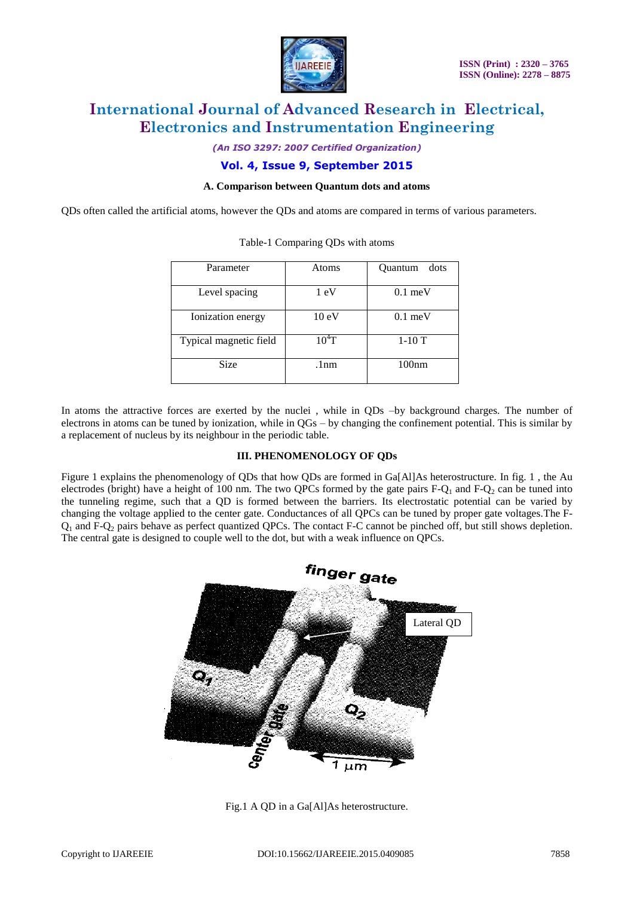### A. Comparison between Quantum dots and atoms

QDs often called the artificial atoms, however the QDs and atoms are compared in terms of various parameters.

Table-1 Comparing QDs with atoms

| Parameter | Atoms | Quantum dots |
|---|---|---|
| Level spacing | 1 eV | 0.1 meV |
| Ionization energy | 10 eV | 0.1 meV |
| Typical magnetic field | $10^4$T | 1-10 T |
| Size | .1nm | 100nm |

In atoms the attractive forces are exerted by the nuclei , while in QDs –by background charges. The number of electrons in atoms can be tuned by ionization, while in QGs – by changing the confinement potential. This is similar by a replacement of nucleus by its neighbour in the periodic table.

## III. PHENOMENOLOGY OF QDs

Figure 1 explains the phenomenology of QDs that how QDs are formed in Ga[Al]As heterostructure. In fig. 1 , the Au electrodes (bright) have a height of 100 nm. The two QPCs formed by the gate pairs F-$Q_1$ and F-$Q_2$ can be tuned into the tunneling regime, such that a QD is formed between the barriers. Its electrostatic potential can be varied by changing the voltage applied to the center gate. Conductances of all QPCs can be tuned by proper gate voltages.The F-$Q_1$ and F-$Q_2$ pairs behave as perfect quantized QPCs. The contact F-C cannot be pinched off, but still shows depletion. The central gate is designed to couple well to the dot, but with a weak influence on QPCs.

Fig.1 A QD in a Ga[Al]As heterostructure.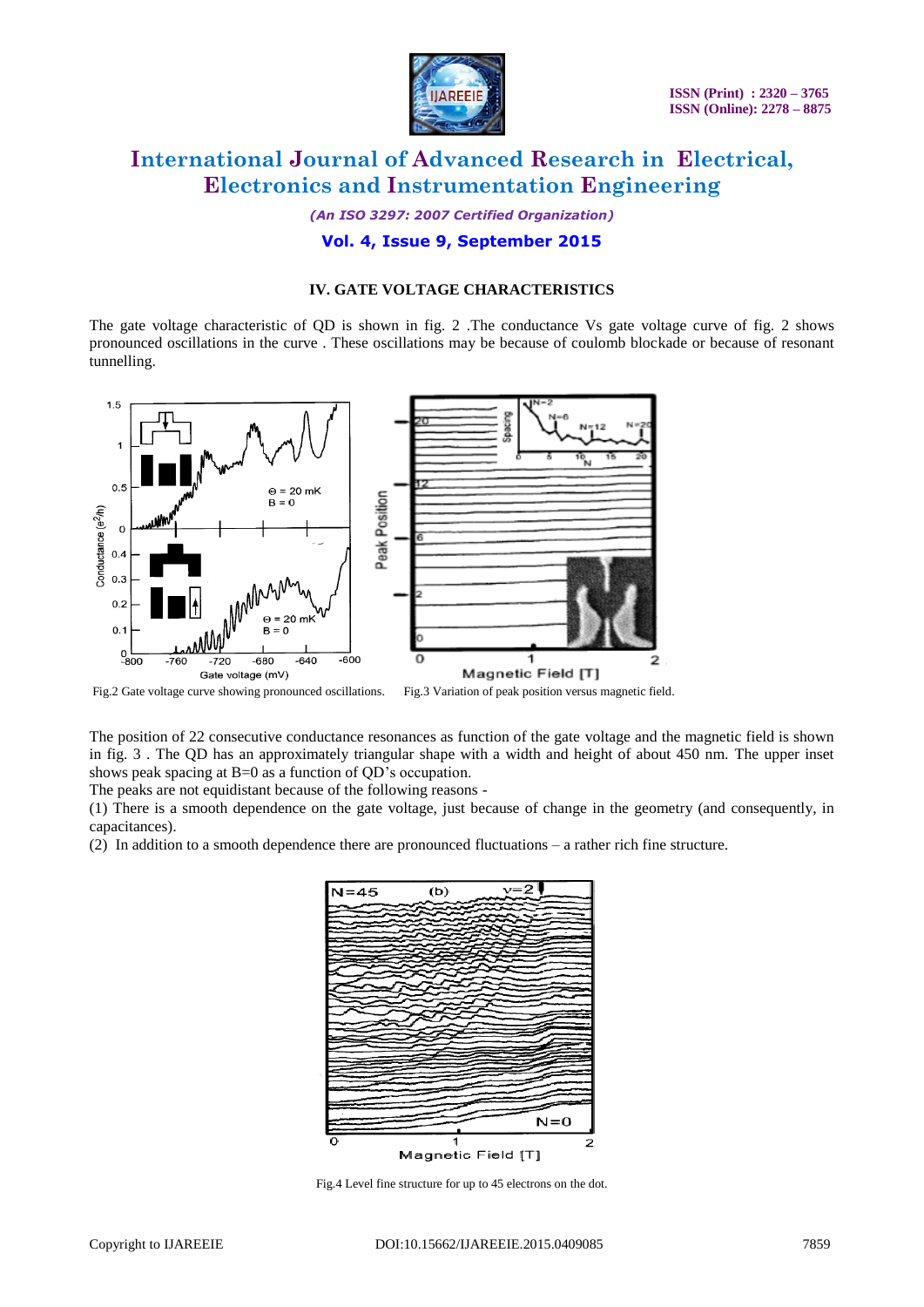## IV. GATE VOLTAGE CHARACTERISTICS

The gate voltage characteristic of QD is shown in fig. 2 .The conductance Vs gate voltage curve of fig. 2 shows pronounced oscillations in the curve . These oscillations may be because of coulomb blockade or because of resonant tunnelling.

Fig.2 Gate voltage curve showing pronounced oscillations.

Fig.3 Variation of peak position versus magnetic field.

The position of 22 consecutive conductance resonances as function of the gate voltage and the magnetic field is shown in fig. 3 . The QD has an approximately triangular shape with a width and height of about 450 nm. The upper inset shows peak spacing at B=0 as a function of QD's occupation.

The peaks are not equidistant because of the following reasons -

(1) There is a smooth dependence on the gate voltage, just because of change in the geometry (and consequently, in capacitances).

(2) In addition to a smooth dependence there are pronounced fluctuations – a rather rich fine structure.

Fig.4 Level fine structure for up to 45 electrons on the dot.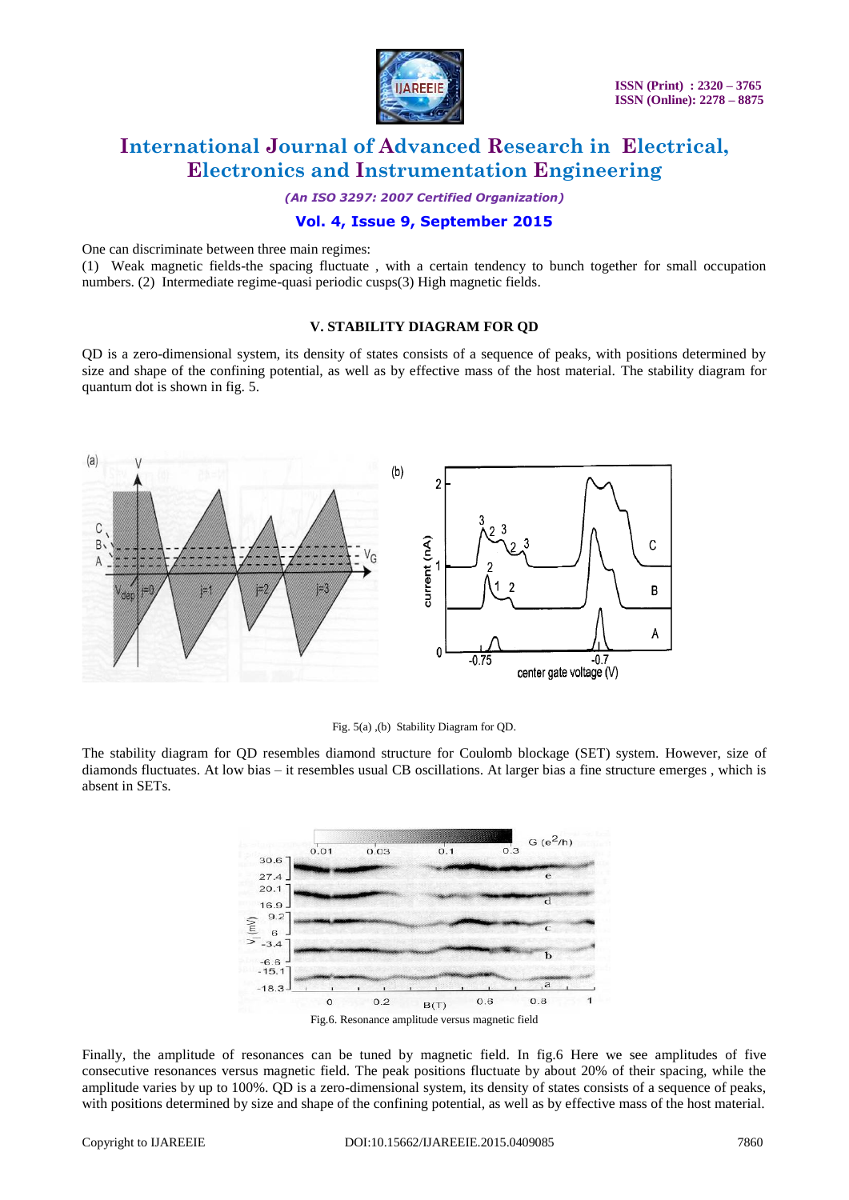One can discriminate between three main regimes:

(1) Weak magnetic fields-the spacing fluctuate , with a certain tendency to bunch together for small occupation numbers. (2) Intermediate regime-quasi periodic cusps(3) High magnetic fields.

### V. STABILITY DIAGRAM FOR QD

QD is a zero-dimensional system, its density of states consists of a sequence of peaks, with positions determined by size and shape of the confining potential, as well as by effective mass of the host material. The stability diagram for quantum dot is shown in fig. 5.

Fig. 5(a) ,(b) Stability Diagram for QD.

The stability diagram for QD resembles diamond structure for Coulomb blockage (SET) system. However, size of diamonds fluctuates. At low bias – it resembles usual CB oscillations. At larger bias a fine structure emerges , which is absent in SETs.

Fig.6. Resonance amplitude versus magnetic field

Finally, the amplitude of resonances can be tuned by magnetic field. In fig.6 Here we see amplitudes of five consecutive resonances versus magnetic field. The peak positions fluctuate by about 20% of their spacing, while the amplitude varies by up to 100%. QD is a zero-dimensional system, its density of states consists of a sequence of peaks, with positions determined by size and shape of the confining potential, as well as by effective mass of the host material.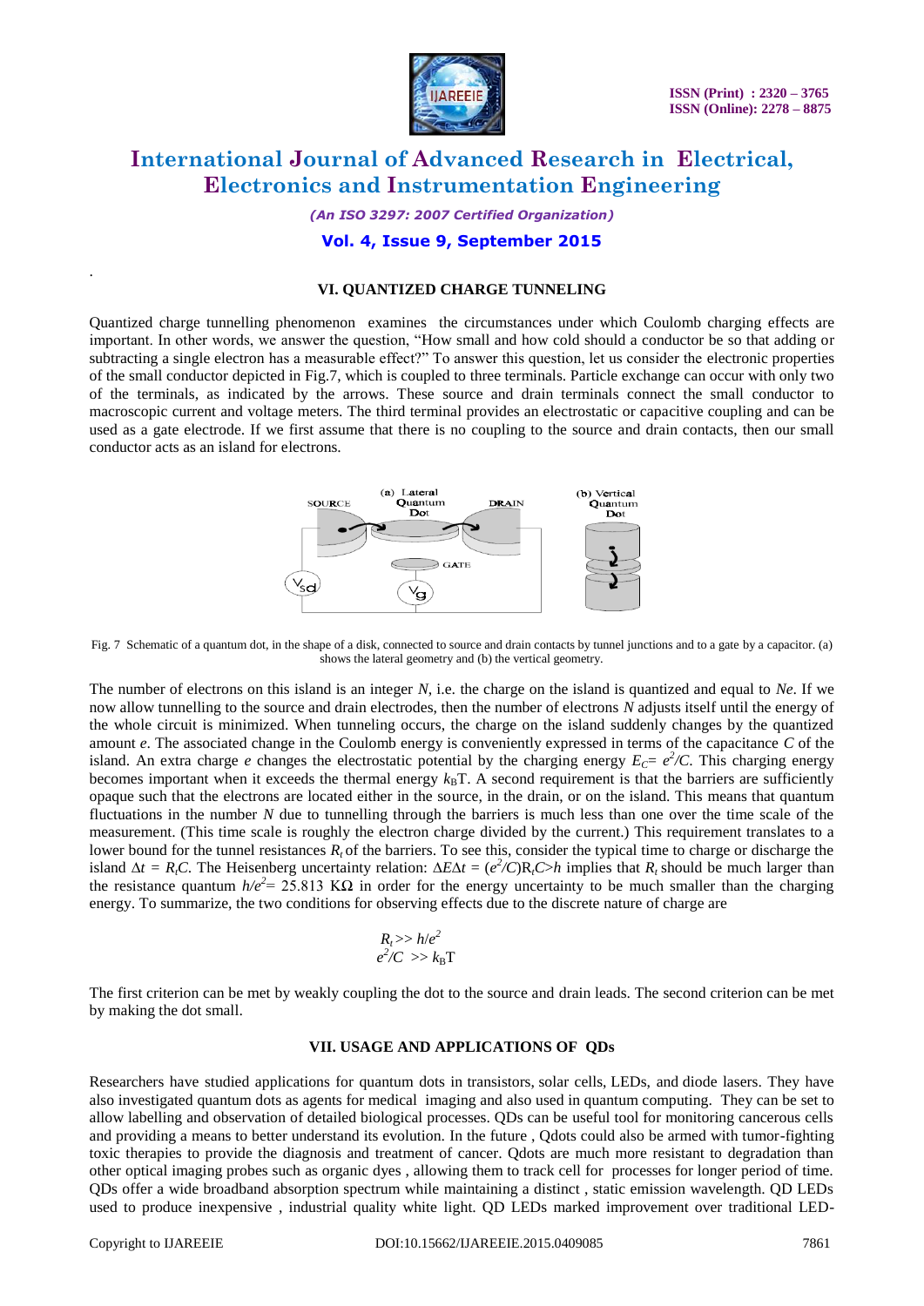## VI. QUANTIZED CHARGE TUNNELING

Quantized charge tunnelling phenomenon examines the circumstances under which Coulomb charging effects are important. In other words, we answer the question, "How small and how cold should a conductor be so that adding or subtracting a single electron has a measurable effect?" To answer this question, let us consider the electronic properties of the small conductor depicted in Fig.7, which is coupled to three terminals. Particle exchange can occur with only two of the terminals, as indicated by the arrows. These source and drain terminals connect the small conductor to macroscopic current and voltage meters. The third terminal provides an electrostatic or capacitive coupling and can be used as a gate electrode. If we first assume that there is no coupling to the source and drain contacts, then our small conductor acts as an island for electrons.

Fig. 7 Schematic of a quantum dot, in the shape of a disk, connected to source and drain contacts by tunnel junctions and to a gate by a capacitor. (a) shows the lateral geometry and (b) the vertical geometry.

The number of electrons on this island is an integer $N$, i.e. the charge on the island is quantized and equal to $Ne$. If we now allow tunnelling to the source and drain electrodes, then the number of electrons $N$ adjusts itself until the energy of the whole circuit is minimized. When tunneling occurs, the charge on the island suddenly changes by the quantized amount $e$. The associated change in the Coulomb energy is conveniently expressed in terms of the capacitance $C$ of the island. An extra charge $e$ changes the electrostatic potential by the charging energy $E_C = e^2/C$. This charging energy becomes important when it exceeds the thermal energy $k_B T$. A second requirement is that the barriers are sufficiently opaque such that the electrons are located either in the source, in the drain, or on the island. This means that quantum fluctuations in the number $N$ due to tunnelling through the barriers is much less than one over the time scale of the measurement. (This time scale is roughly the electron charge divided by the current.) This requirement translates to a lower bound for the tunnel resistances $R_t$ of the barriers. To see this, consider the typical time to charge or discharge the island $\Delta t = R_t C$. The Heisenberg uncertainty relation: $\Delta E \Delta t = (e^2/C) R_t C > h$ implies that $R_t$ should be much larger than the resistance quantum $h/e^2 = 25.813$ KΩ in order for the energy uncertainty to be much smaller than the charging energy. To summarize, the two conditions for observing effects due to the discrete nature of charge are

$$R_t >> h/e^2$$
$$e^2/C >> k_B T$$

The first criterion can be met by weakly coupling the dot to the source and drain leads. The second criterion can be met by making the dot small.

## VII. USAGE AND APPLICATIONS OF QDs

Researchers have studied applications for quantum dots in transistors, solar cells, LEDs, and diode lasers. They have also investigated quantum dots as agents for medical imaging and also used in quantum computing. They can be set to allow labelling and observation of detailed biological processes. QDs can be useful tool for monitoring cancerous cells and providing a means to better understand its evolution. In the future , Qdots could also be armed with tumor-fighting toxic therapies to provide the diagnosis and treatment of cancer. Qdots are much more resistant to degradation than other optical imaging probes such as organic dyes , allowing them to track cell for processes for longer period of time. QDs offer a wide broadband absorption spectrum while maintaining a distinct , static emission wavelength. QD LEDs used to produce inexpensive , industrial quality white light. QD LEDs marked improvement over traditional LED-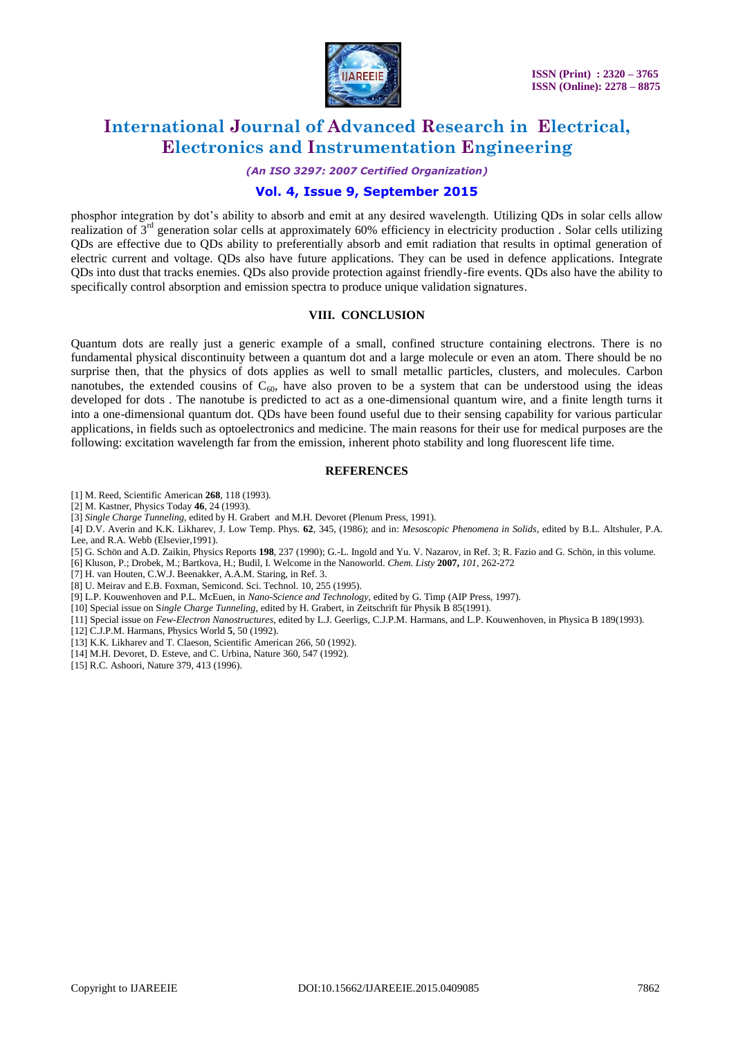phosphor integration by dot's ability to absorb and emit at any desired wavelength. Utilizing QDs in solar cells allow realization of 3rd generation solar cells at approximately 60% efficiency in electricity production . Solar cells utilizing QDs are effective due to QDs ability to preferentially absorb and emit radiation that results in optimal generation of electric current and voltage. QDs also have future applications. They can be used in defence applications. Integrate QDs into dust that tracks enemies. QDs also provide protection against friendly-fire events. QDs also have the ability to specifically control absorption and emission spectra to produce unique validation signatures.

## VIII. CONCLUSION

Quantum dots are really just a generic example of a small, confined structure containing electrons. There is no fundamental physical discontinuity between a quantum dot and a large molecule or even an atom. There should be no surprise then, that the physics of dots applies as well to small metallic particles, clusters, and molecules. Carbon nanotubes, the extended cousins of $C_{60}$, have also proven to be a system that can be understood using the ideas developed for dots . The nanotube is predicted to act as a one-dimensional quantum wire, and a finite length turns it into a one-dimensional quantum dot. QDs have been found useful due to their sensing capability for various particular applications, in fields such as optoelectronics and medicine. The main reasons for their use for medical purposes are the following: excitation wavelength far from the emission, inherent photo stability and long fluorescent life time.

## REFERENCES

[1] M. Reed, Scientific American **268**, 118 (1993).
[2] M. Kastner, Physics Today **46**, 24 (1993).
[3] *Single Charge Tunneling*, edited by H. Grabert and M.H. Devoret (Plenum Press, 1991).
[4] D.V. Averin and K.K. Likharev, J. Low Temp. Phys. **62**, 345, (1986); and in: *Mesoscopic Phenomena in Solids*, edited by B.L. Altshuler, P.A. Lee, and R.A. Webb (Elsevier,1991).
[5] G. Schön and A.D. Zaikin, Physics Reports **198**, 237 (1990); G.-L. Ingold and Yu. V. Nazarov, in Ref. 3; R. Fazio and G. Schön, in this volume.
[6] Kluson, P.; Drobek, M.; Bartkova, H.; Budil, I. Welcome in the Nanoworld. *Chem. Listy* **2007,** *101*, 262-272
[7] H. van Houten, C.W.J. Beenakker, A.A.M. Staring, in Ref. 3.
[8] U. Meirav and E.B. Foxman, Semicond. Sci. Technol. 10, 255 (1995).
[9] L.P. Kouwenhoven and P.L. McEuen, in *Nano-Science and Technology*, edited by G. Timp (AIP Press, 1997).
[10] Special issue on S*ingle Charge Tunneling*, edited by H. Grabert, in Zeitschrift für Physik B 85(1991).
[11] Special issue on *Few-Electron Nanostructures*, edited by L.J. Geerligs, C.J.P.M. Harmans, and L.P. Kouwenhoven, in Physica B 189(1993).
[12] C.J.P.M. Harmans, Physics World **5**, 50 (1992).
[13] K.K. Likharev and T. Claeson, Scientific American 266, 50 (1992).
[14] M.H. Devoret, D. Esteve, and C. Urbina, Nature 360, 547 (1992).
[15] R.C. Ashoori, Nature 379, 413 (1996).